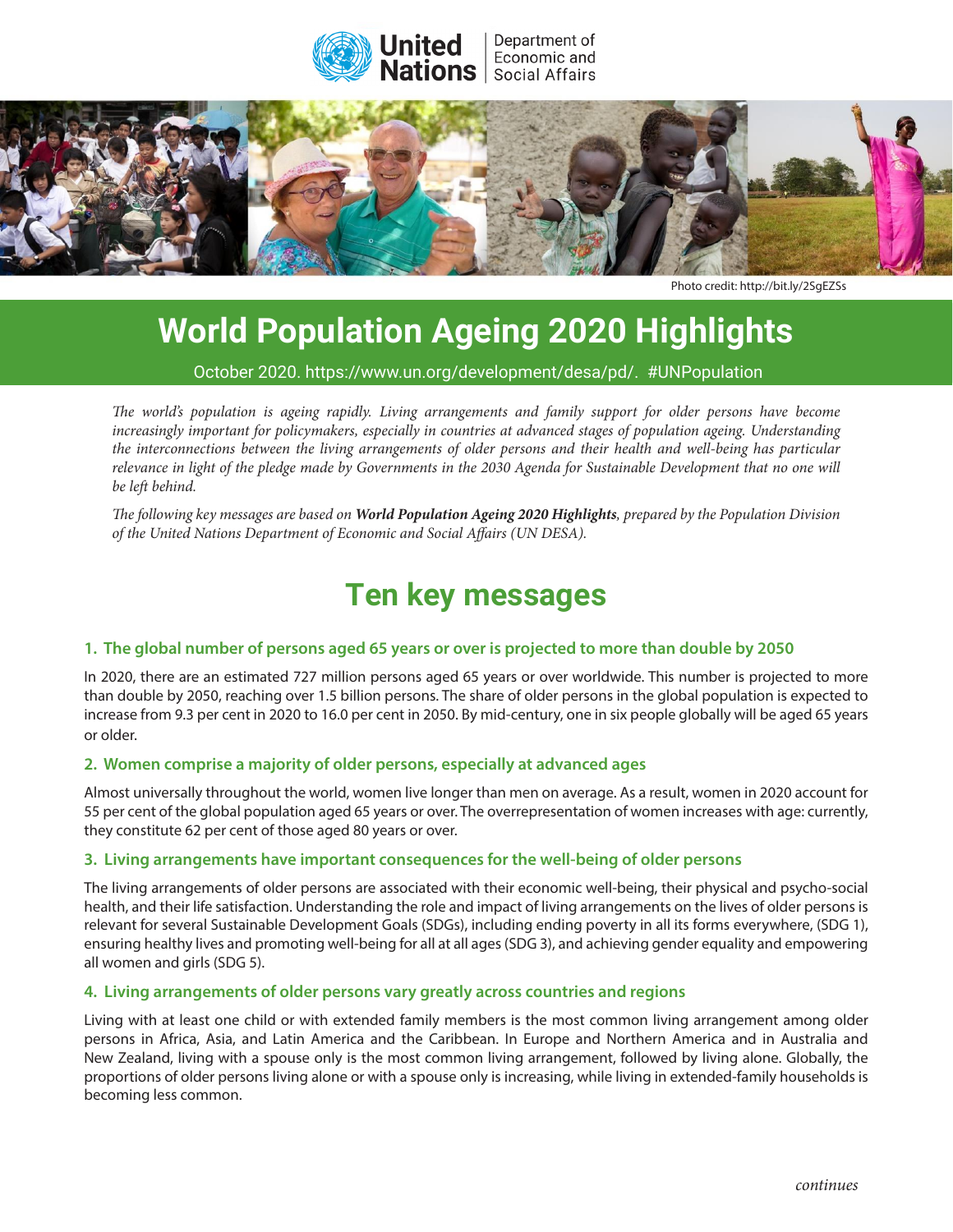United Nations | Department of Economic and Social Affairs

Photo credit: http://bit.ly/2SgEZSs

# World Population Ageing 2020 Highlights

October 2020. https://www.un.org/development/desa/pd/. #UNPopulation

*The world's population is ageing rapidly. Living arrangements and family support for older persons have become increasingly important for policymakers, especially in countries at advanced stages of population ageing. Understanding the interconnections between the living arrangements of older persons and their health and well-being has particular relevance in light of the pledge made by Governments in the 2030 Agenda for Sustainable Development that no one will be left behind.*

*The following key messages are based on* ***World Population Ageing 2020 Highlights****, prepared by the Population Division of the United Nations Department of Economic and Social Affairs (UN DESA).*

## Ten key messages

### 1. The global number of persons aged 65 years or over is projected to more than double by 2050

In 2020, there are an estimated 727 million persons aged 65 years or over worldwide. This number is projected to more than double by 2050, reaching over 1.5 billion persons. The share of older persons in the global population is expected to increase from 9.3 per cent in 2020 to 16.0 per cent in 2050. By mid-century, one in six people globally will be aged 65 years or older.

### 2. Women comprise a majority of older persons, especially at advanced ages

Almost universally throughout the world, women live longer than men on average. As a result, women in 2020 account for 55 per cent of the global population aged 65 years or over. The overrepresentation of women increases with age: currently, they constitute 62 per cent of those aged 80 years or over.

### 3. Living arrangements have important consequences for the well-being of older persons

The living arrangements of older persons are associated with their economic well-being, their physical and psycho-social health, and their life satisfaction. Understanding the role and impact of living arrangements on the lives of older persons is relevant for several Sustainable Development Goals (SDGs), including ending poverty in all its forms everywhere, (SDG 1), ensuring healthy lives and promoting well-being for all at all ages (SDG 3), and achieving gender equality and empowering all women and girls (SDG 5).

### 4. Living arrangements of older persons vary greatly across countries and regions

Living with at least one child or with extended family members is the most common living arrangement among older persons in Africa, Asia, and Latin America and the Caribbean. In Europe and Northern America and in Australia and New Zealand, living with a spouse only is the most common living arrangement, followed by living alone. Globally, the proportions of older persons living alone or with a spouse only is increasing, while living in extended-family households is becoming less common.

*continues*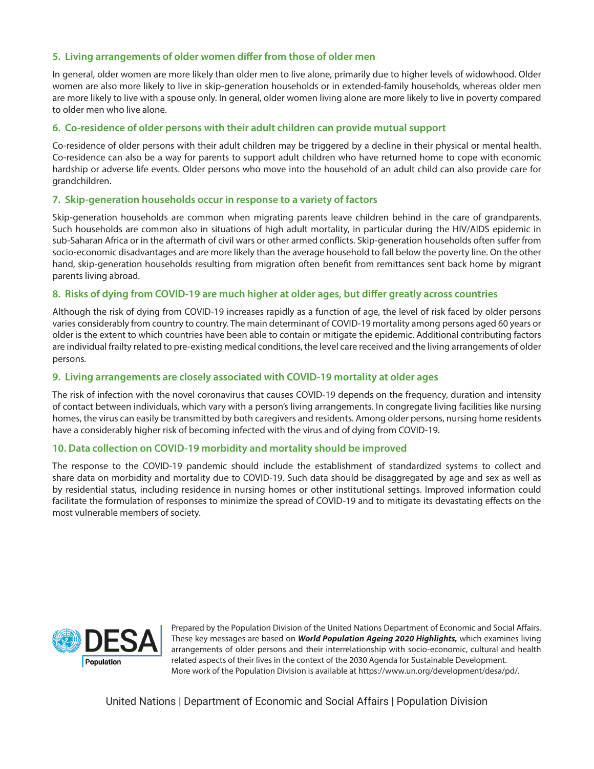## 5. Living arrangements of older women differ from those of older men

In general, older women are more likely than older men to live alone, primarily due to higher levels of widowhood. Older women are also more likely to live in skip-generation households or in extended-family households, whereas older men are more likely to live with a spouse only. In general, older women living alone are more likely to live in poverty compared to older men who live alone.

## 6. Co-residence of older persons with their adult children can provide mutual support

Co-residence of older persons with their adult children may be triggered by a decline in their physical or mental health. Co-residence can also be a way for parents to support adult children who have returned home to cope with economic hardship or adverse life events. Older persons who move into the household of an adult child can also provide care for grandchildren.

## 7. Skip-generation households occur in response to a variety of factors

Skip-generation households are common when migrating parents leave children behind in the care of grandparents. Such households are common also in situations of high adult mortality, in particular during the HIV/AIDS epidemic in sub-Saharan Africa or in the aftermath of civil wars or other armed conflicts. Skip-generation households often suffer from socio-economic disadvantages and are more likely than the average household to fall below the poverty line. On the other hand, skip-generation households resulting from migration often benefit from remittances sent back home by migrant parents living abroad.

## 8. Risks of dying from COVID-19 are much higher at older ages, but differ greatly across countries

Although the risk of dying from COVID-19 increases rapidly as a function of age, the level of risk faced by older persons varies considerably from country to country. The main determinant of COVID-19 mortality among persons aged 60 years or older is the extent to which countries have been able to contain or mitigate the epidemic. Additional contributing factors are individual frailty related to pre-existing medical conditions, the level care received and the living arrangements of older persons.

## 9. Living arrangements are closely associated with COVID-19 mortality at older ages

The risk of infection with the novel coronavirus that causes COVID-19 depends on the frequency, duration and intensity of contact between individuals, which vary with a person's living arrangements. In congregate living facilities like nursing homes, the virus can easily be transmitted by both caregivers and residents. Among older persons, nursing home residents have a considerably higher risk of becoming infected with the virus and of dying from COVID-19.

## 10. Data collection on COVID-19 morbidity and mortality should be improved

The response to the COVID-19 pandemic should include the establishment of standardized systems to collect and share data on morbidity and mortality due to COVID-19. Such data should be disaggregated by age and sex as well as by residential status, including residence in nursing homes or other institutional settings. Improved information could facilitate the formulation of responses to minimize the spread of COVID-19 and to mitigate its devastating effects on the most vulnerable members of society.

DESA Population

Prepared by the Population Division of the United Nations Department of Economic and Social Affairs. These key messages are based on ***World Population Ageing 2020 Highlights,*** which examines living arrangements of older persons and their interrelationship with socio-economic, cultural and health related aspects of their lives in the context of the 2030 Agenda for Sustainable Development. More work of the Population Division is available at https://www.un.org/development/desa/pd/.

United Nations | Department of Economic and Social Affairs | Population Division